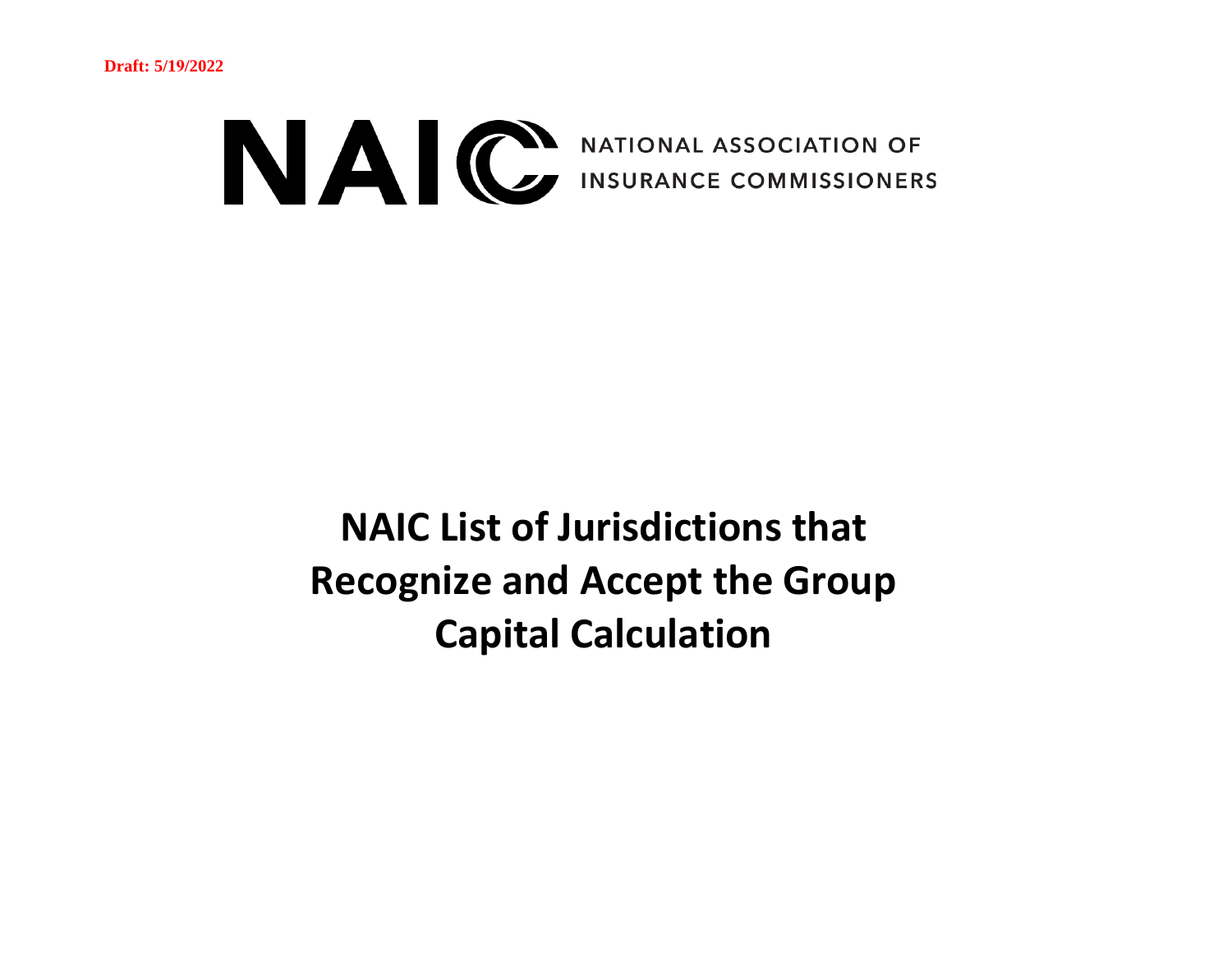**Draft: 5/19/2022**

NAIC NATIONAL ASSOCIATION OF INSURANCE COMMISSIONERS

# NAIC List of Jurisdictions that Recognize and Accept the Group Capital Calculation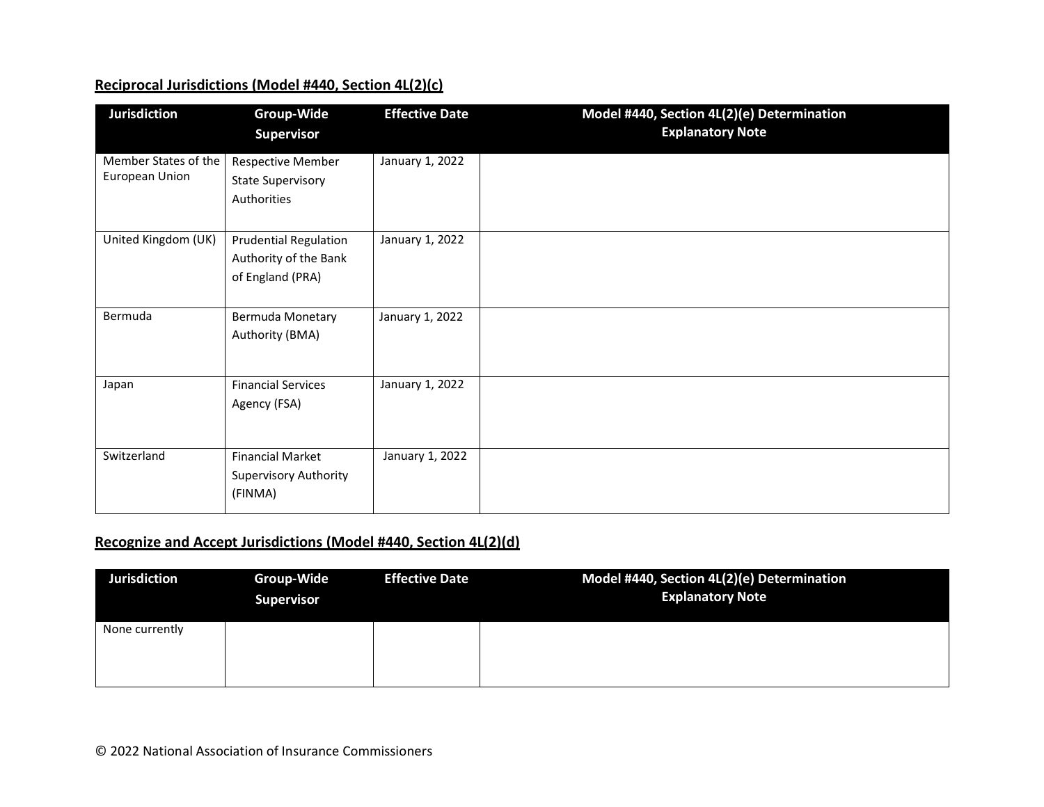**Reciprocal Jurisdictions (Model #440, Section 4L(2)(c)**

| Jurisdiction | Group-Wide Supervisor | Effective Date | Model #440, Section 4L(2)(e) Determination Explanatory Note |
|---|---|---|---|
| Member States of the European Union | Respective Member State Supervisory Authorities | January 1, 2022 | |
| United Kingdom (UK) | Prudential Regulation Authority of the Bank of England (PRA) | January 1, 2022 | |
| Bermuda | Bermuda Monetary Authority (BMA) | January 1, 2022 | |
| Japan | Financial Services Agency (FSA) | January 1, 2022 | |
| Switzerland | Financial Market Supervisory Authority (FINMA) | January 1, 2022 | |

**Recognize and Accept Jurisdictions (Model #440, Section 4L(2)(d)**

| Jurisdiction | Group-Wide Supervisor | Effective Date | Model #440, Section 4L(2)(e) Determination Explanatory Note |
|---|---|---|---|
| None currently | | | |

© 2022 National Association of Insurance Commissioners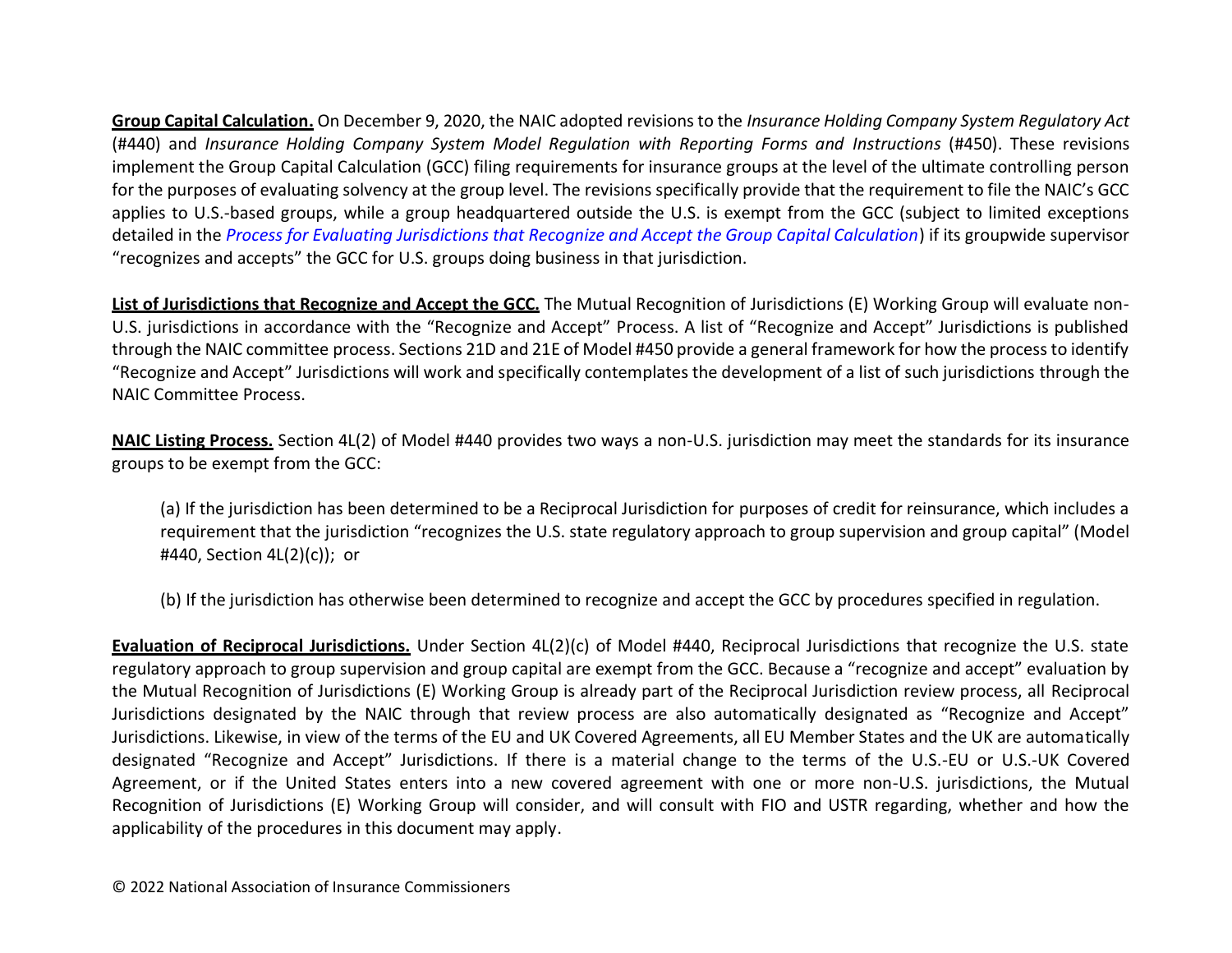**Group Capital Calculation.** On December 9, 2020, the NAIC adopted revisions to the *Insurance Holding Company System Regulatory Act* (#440) and *Insurance Holding Company System Model Regulation with Reporting Forms and Instructions* (#450). These revisions implement the Group Capital Calculation (GCC) filing requirements for insurance groups at the level of the ultimate controlling person for the purposes of evaluating solvency at the group level. The revisions specifically provide that the requirement to file the NAIC's GCC applies to U.S.-based groups, while a group headquartered outside the U.S. is exempt from the GCC (subject to limited exceptions detailed in the *Process for Evaluating Jurisdictions that Recognize and Accept the Group Capital Calculation*) if its groupwide supervisor "recognizes and accepts" the GCC for U.S. groups doing business in that jurisdiction.

**List of Jurisdictions that Recognize and Accept the GCC.** The Mutual Recognition of Jurisdictions (E) Working Group will evaluate non-U.S. jurisdictions in accordance with the "Recognize and Accept" Process. A list of "Recognize and Accept" Jurisdictions is published through the NAIC committee process. Sections 21D and 21E of Model #450 provide a general framework for how the process to identify "Recognize and Accept" Jurisdictions will work and specifically contemplates the development of a list of such jurisdictions through the NAIC Committee Process.

**NAIC Listing Process.** Section 4L(2) of Model #440 provides two ways a non-U.S. jurisdiction may meet the standards for its insurance groups to be exempt from the GCC:

(a) If the jurisdiction has been determined to be a Reciprocal Jurisdiction for purposes of credit for reinsurance, which includes a requirement that the jurisdiction "recognizes the U.S. state regulatory approach to group supervision and group capital" (Model #440, Section 4L(2)(c)); or

(b) If the jurisdiction has otherwise been determined to recognize and accept the GCC by procedures specified in regulation.

**Evaluation of Reciprocal Jurisdictions.** Under Section 4L(2)(c) of Model #440, Reciprocal Jurisdictions that recognize the U.S. state regulatory approach to group supervision and group capital are exempt from the GCC. Because a "recognize and accept" evaluation by the Mutual Recognition of Jurisdictions (E) Working Group is already part of the Reciprocal Jurisdiction review process, all Reciprocal Jurisdictions designated by the NAIC through that review process are also automatically designated as "Recognize and Accept" Jurisdictions. Likewise, in view of the terms of the EU and UK Covered Agreements, all EU Member States and the UK are automatically designated "Recognize and Accept" Jurisdictions. If there is a material change to the terms of the U.S.-EU or U.S.-UK Covered Agreement, or if the United States enters into a new covered agreement with one or more non-U.S. jurisdictions, the Mutual Recognition of Jurisdictions (E) Working Group will consider, and will consult with FIO and USTR regarding, whether and how the applicability of the procedures in this document may apply.

© 2022 National Association of Insurance Commissioners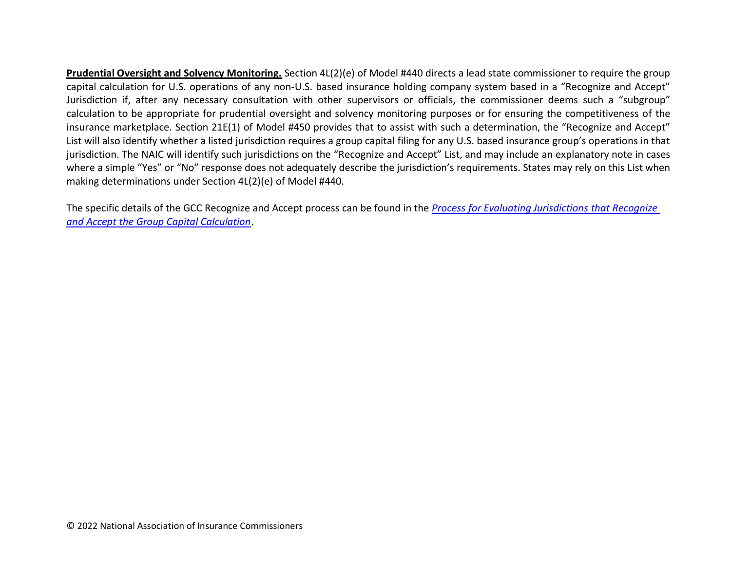**Prudential Oversight and Solvency Monitoring.** Section 4L(2)(e) of Model #440 directs a lead state commissioner to require the group capital calculation for U.S. operations of any non-U.S. based insurance holding company system based in a "Recognize and Accept" Jurisdiction if, after any necessary consultation with other supervisors or officials, the commissioner deems such a "subgroup" calculation to be appropriate for prudential oversight and solvency monitoring purposes or for ensuring the competitiveness of the insurance marketplace. Section 21E(1) of Model #450 provides that to assist with such a determination, the "Recognize and Accept" List will also identify whether a listed jurisdiction requires a group capital filing for any U.S. based insurance group's operations in that jurisdiction. The NAIC will identify such jurisdictions on the "Recognize and Accept" List, and may include an explanatory note in cases where a simple "Yes" or "No" response does not adequately describe the jurisdiction's requirements. States may rely on this List when making determinations under Section 4L(2)(e) of Model #440.

The specific details of the GCC Recognize and Accept process can be found in the *Process for Evaluating Jurisdictions that Recognize and Accept the Group Capital Calculation*.

© 2022 National Association of Insurance Commissioners